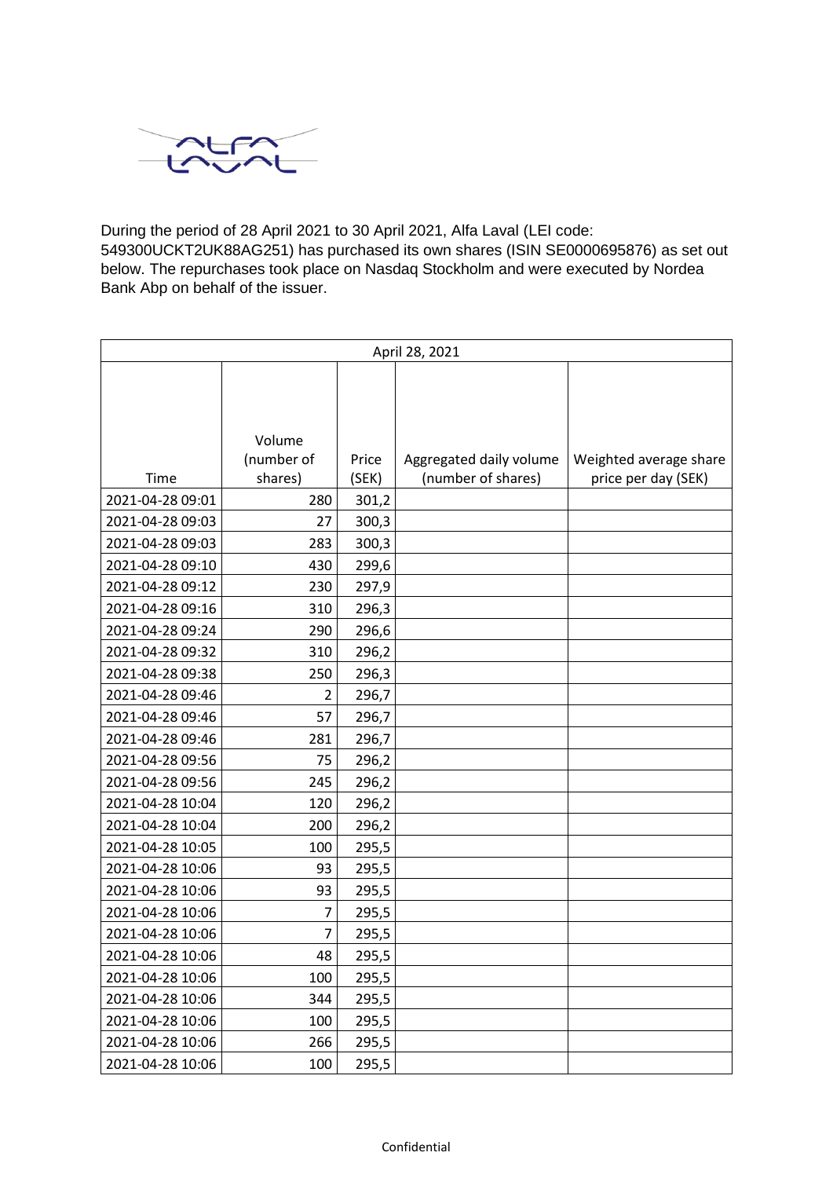During the period of 28 April 2021 to 30 April 2021, Alfa Laval (LEI code: 549300UCKT2UK88AG251) has purchased its own shares (ISIN SE0000695876) as set out below. The repurchases took place on Nasdaq Stockholm and were executed by Nordea Bank Abp on behalf of the issuer.

| April 28, 2021 | | | | |
|---|---|---|---|---|
| Time | Volume (number of shares) | Price (SEK) | Aggregated daily volume (number of shares) | Weighted average share price per day (SEK) |
| 2021-04-28 09:01 | 280 | 301,2 | | |
| 2021-04-28 09:03 | 27 | 300,3 | | |
| 2021-04-28 09:03 | 283 | 300,3 | | |
| 2021-04-28 09:10 | 430 | 299,6 | | |
| 2021-04-28 09:12 | 230 | 297,9 | | |
| 2021-04-28 09:16 | 310 | 296,3 | | |
| 2021-04-28 09:24 | 290 | 296,6 | | |
| 2021-04-28 09:32 | 310 | 296,2 | | |
| 2021-04-28 09:38 | 250 | 296,3 | | |
| 2021-04-28 09:46 | 2 | 296,7 | | |
| 2021-04-28 09:46 | 57 | 296,7 | | |
| 2021-04-28 09:46 | 281 | 296,7 | | |
| 2021-04-28 09:56 | 75 | 296,2 | | |
| 2021-04-28 09:56 | 245 | 296,2 | | |
| 2021-04-28 10:04 | 120 | 296,2 | | |
| 2021-04-28 10:04 | 200 | 296,2 | | |
| 2021-04-28 10:05 | 100 | 295,5 | | |
| 2021-04-28 10:06 | 93 | 295,5 | | |
| 2021-04-28 10:06 | 93 | 295,5 | | |
| 2021-04-28 10:06 | 7 | 295,5 | | |
| 2021-04-28 10:06 | 7 | 295,5 | | |
| 2021-04-28 10:06 | 48 | 295,5 | | |
| 2021-04-28 10:06 | 100 | 295,5 | | |
| 2021-04-28 10:06 | 344 | 295,5 | | |
| 2021-04-28 10:06 | 100 | 295,5 | | |
| 2021-04-28 10:06 | 266 | 295,5 | | |
| 2021-04-28 10:06 | 100 | 295,5 | | |

Confidential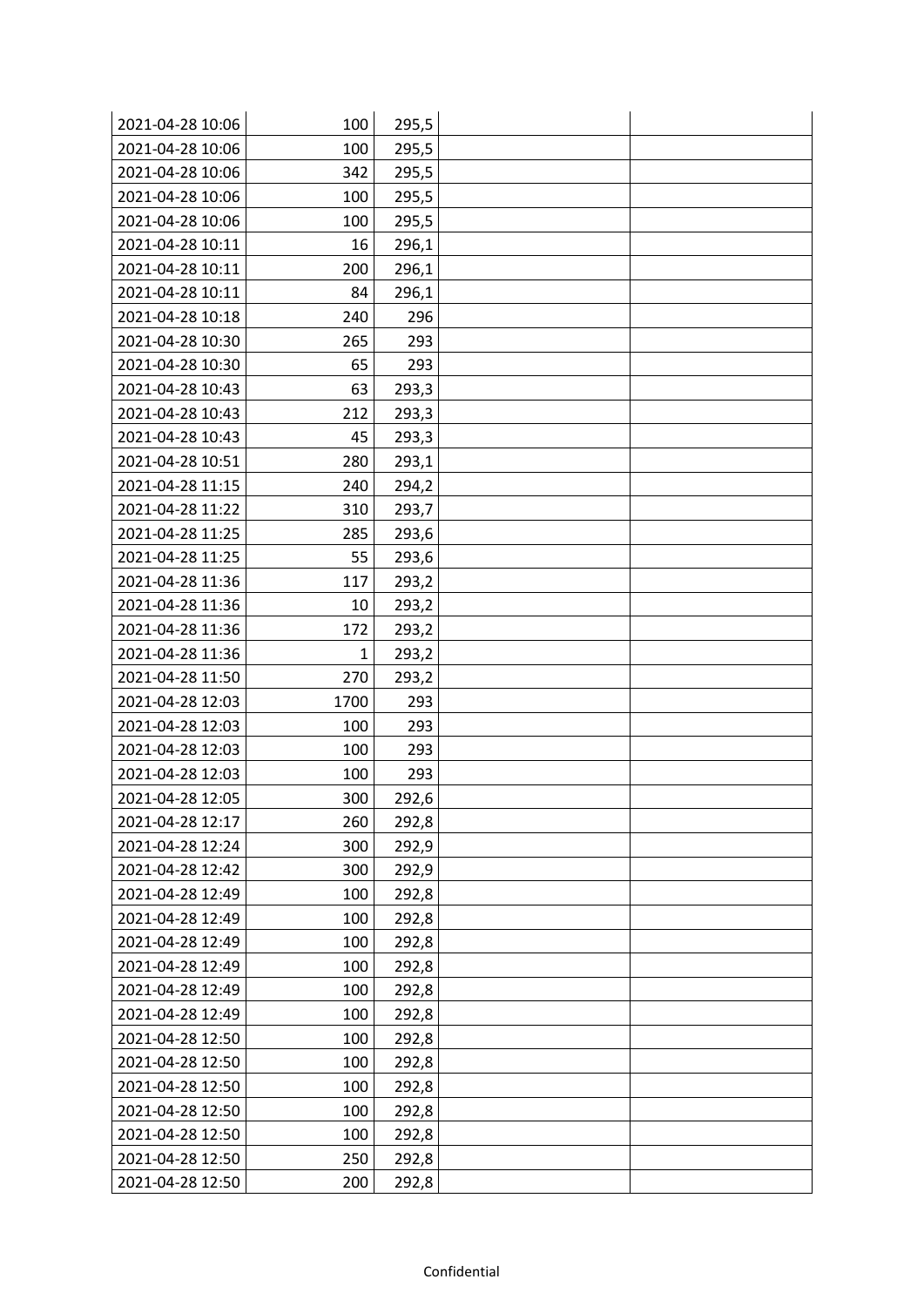| | | | | |
|---|---|---|---|---|
| 2021-04-28 10:06 | 100 | 295,5 | | |
| 2021-04-28 10:06 | 100 | 295,5 | | |
| 2021-04-28 10:06 | 342 | 295,5 | | |
| 2021-04-28 10:06 | 100 | 295,5 | | |
| 2021-04-28 10:06 | 100 | 295,5 | | |
| 2021-04-28 10:11 | 16 | 296,1 | | |
| 2021-04-28 10:11 | 200 | 296,1 | | |
| 2021-04-28 10:11 | 84 | 296,1 | | |
| 2021-04-28 10:18 | 240 | 296 | | |
| 2021-04-28 10:30 | 265 | 293 | | |
| 2021-04-28 10:30 | 65 | 293 | | |
| 2021-04-28 10:43 | 63 | 293,3 | | |
| 2021-04-28 10:43 | 212 | 293,3 | | |
| 2021-04-28 10:43 | 45 | 293,3 | | |
| 2021-04-28 10:51 | 280 | 293,1 | | |
| 2021-04-28 11:15 | 240 | 294,2 | | |
| 2021-04-28 11:22 | 310 | 293,7 | | |
| 2021-04-28 11:25 | 285 | 293,6 | | |
| 2021-04-28 11:25 | 55 | 293,6 | | |
| 2021-04-28 11:36 | 117 | 293,2 | | |
| 2021-04-28 11:36 | 10 | 293,2 | | |
| 2021-04-28 11:36 | 172 | 293,2 | | |
| 2021-04-28 11:36 | 1 | 293,2 | | |
| 2021-04-28 11:50 | 270 | 293,2 | | |
| 2021-04-28 12:03 | 1700 | 293 | | |
| 2021-04-28 12:03 | 100 | 293 | | |
| 2021-04-28 12:03 | 100 | 293 | | |
| 2021-04-28 12:03 | 100 | 293 | | |
| 2021-04-28 12:05 | 300 | 292,6 | | |
| 2021-04-28 12:17 | 260 | 292,8 | | |
| 2021-04-28 12:24 | 300 | 292,9 | | |
| 2021-04-28 12:42 | 300 | 292,9 | | |
| 2021-04-28 12:49 | 100 | 292,8 | | |
| 2021-04-28 12:49 | 100 | 292,8 | | |
| 2021-04-28 12:49 | 100 | 292,8 | | |
| 2021-04-28 12:49 | 100 | 292,8 | | |
| 2021-04-28 12:49 | 100 | 292,8 | | |
| 2021-04-28 12:49 | 100 | 292,8 | | |
| 2021-04-28 12:50 | 100 | 292,8 | | |
| 2021-04-28 12:50 | 100 | 292,8 | | |
| 2021-04-28 12:50 | 100 | 292,8 | | |
| 2021-04-28 12:50 | 100 | 292,8 | | |
| 2021-04-28 12:50 | 100 | 292,8 | | |
| 2021-04-28 12:50 | 250 | 292,8 | | |
| 2021-04-28 12:50 | 200 | 292,8 | | |

Confidential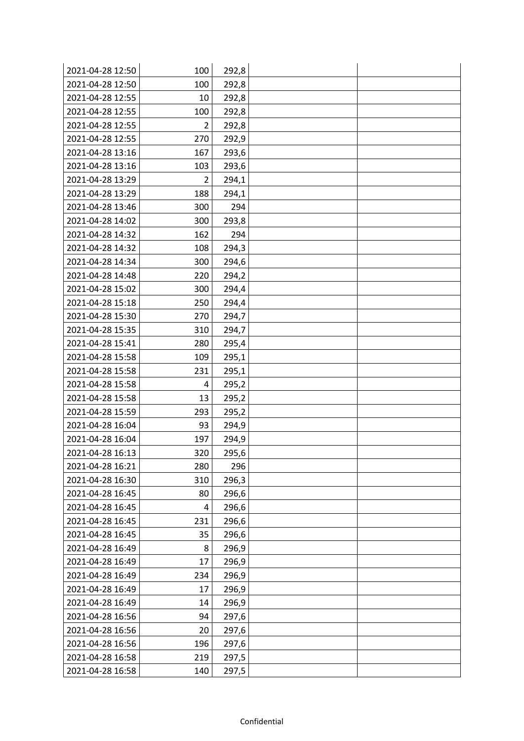| | | | | |
|---|---|---|---|---|
| 2021-04-28 12:50 | 100 | 292,8 | | |
| 2021-04-28 12:50 | 100 | 292,8 | | |
| 2021-04-28 12:55 | 10 | 292,8 | | |
| 2021-04-28 12:55 | 100 | 292,8 | | |
| 2021-04-28 12:55 | 2 | 292,8 | | |
| 2021-04-28 12:55 | 270 | 292,9 | | |
| 2021-04-28 13:16 | 167 | 293,6 | | |
| 2021-04-28 13:16 | 103 | 293,6 | | |
| 2021-04-28 13:29 | 2 | 294,1 | | |
| 2021-04-28 13:29 | 188 | 294,1 | | |
| 2021-04-28 13:46 | 300 | 294 | | |
| 2021-04-28 14:02 | 300 | 293,8 | | |
| 2021-04-28 14:32 | 162 | 294 | | |
| 2021-04-28 14:32 | 108 | 294,3 | | |
| 2021-04-28 14:34 | 300 | 294,6 | | |
| 2021-04-28 14:48 | 220 | 294,2 | | |
| 2021-04-28 15:02 | 300 | 294,4 | | |
| 2021-04-28 15:18 | 250 | 294,4 | | |
| 2021-04-28 15:30 | 270 | 294,7 | | |
| 2021-04-28 15:35 | 310 | 294,7 | | |
| 2021-04-28 15:41 | 280 | 295,4 | | |
| 2021-04-28 15:58 | 109 | 295,1 | | |
| 2021-04-28 15:58 | 231 | 295,1 | | |
| 2021-04-28 15:58 | 4 | 295,2 | | |
| 2021-04-28 15:58 | 13 | 295,2 | | |
| 2021-04-28 15:59 | 293 | 295,2 | | |
| 2021-04-28 16:04 | 93 | 294,9 | | |
| 2021-04-28 16:04 | 197 | 294,9 | | |
| 2021-04-28 16:13 | 320 | 295,6 | | |
| 2021-04-28 16:21 | 280 | 296 | | |
| 2021-04-28 16:30 | 310 | 296,3 | | |
| 2021-04-28 16:45 | 80 | 296,6 | | |
| 2021-04-28 16:45 | 4 | 296,6 | | |
| 2021-04-28 16:45 | 231 | 296,6 | | |
| 2021-04-28 16:45 | 35 | 296,6 | | |
| 2021-04-28 16:49 | 8 | 296,9 | | |
| 2021-04-28 16:49 | 17 | 296,9 | | |
| 2021-04-28 16:49 | 234 | 296,9 | | |
| 2021-04-28 16:49 | 17 | 296,9 | | |
| 2021-04-28 16:49 | 14 | 296,9 | | |
| 2021-04-28 16:56 | 94 | 297,6 | | |
| 2021-04-28 16:56 | 20 | 297,6 | | |
| 2021-04-28 16:56 | 196 | 297,6 | | |
| 2021-04-28 16:58 | 219 | 297,5 | | |
| 2021-04-28 16:58 | 140 | 297,5 | | |

Confidential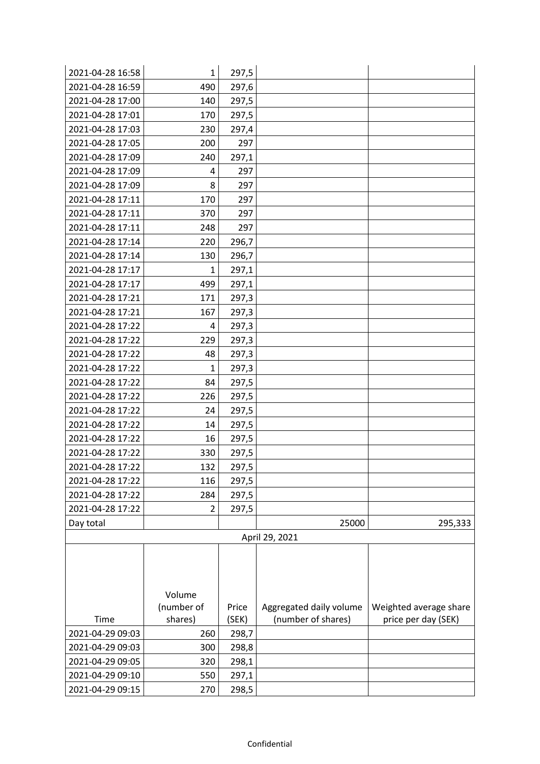| Time | Volume (number of shares) | Price (SEK) | Aggregated daily volume (number of shares) | Weighted average share price per day (SEK) |
|---|---|---|---|---|
| 2021-04-28 16:58 | 1 | 297,5 | | |
| 2021-04-28 16:59 | 490 | 297,6 | | |
| 2021-04-28 17:00 | 140 | 297,5 | | |
| 2021-04-28 17:01 | 170 | 297,5 | | |
| 2021-04-28 17:03 | 230 | 297,4 | | |
| 2021-04-28 17:05 | 200 | 297 | | |
| 2021-04-28 17:09 | 240 | 297,1 | | |
| 2021-04-28 17:09 | 4 | 297 | | |
| 2021-04-28 17:09 | 8 | 297 | | |
| 2021-04-28 17:11 | 170 | 297 | | |
| 2021-04-28 17:11 | 370 | 297 | | |
| 2021-04-28 17:11 | 248 | 297 | | |
| 2021-04-28 17:14 | 220 | 296,7 | | |
| 2021-04-28 17:14 | 130 | 296,7 | | |
| 2021-04-28 17:17 | 1 | 297,1 | | |
| 2021-04-28 17:17 | 499 | 297,1 | | |
| 2021-04-28 17:21 | 171 | 297,3 | | |
| 2021-04-28 17:21 | 167 | 297,3 | | |
| 2021-04-28 17:22 | 4 | 297,3 | | |
| 2021-04-28 17:22 | 229 | 297,3 | | |
| 2021-04-28 17:22 | 48 | 297,3 | | |
| 2021-04-28 17:22 | 1 | 297,3 | | |
| 2021-04-28 17:22 | 84 | 297,5 | | |
| 2021-04-28 17:22 | 226 | 297,5 | | |
| 2021-04-28 17:22 | 24 | 297,5 | | |
| 2021-04-28 17:22 | 14 | 297,5 | | |
| 2021-04-28 17:22 | 16 | 297,5 | | |
| 2021-04-28 17:22 | 330 | 297,5 | | |
| 2021-04-28 17:22 | 132 | 297,5 | | |
| 2021-04-28 17:22 | 116 | 297,5 | | |
| 2021-04-28 17:22 | 284 | 297,5 | | |
| 2021-04-28 17:22 | 2 | 297,5 | | |
| Day total | | | 25000 | 295,333 |

April 29, 2021

| Time | Volume (number of shares) | Price (SEK) | Aggregated daily volume (number of shares) | Weighted average share price per day (SEK) |
|---|---|---|---|---|
| 2021-04-29 09:03 | 260 | 298,7 | | |
| 2021-04-29 09:03 | 300 | 298,8 | | |
| 2021-04-29 09:05 | 320 | 298,1 | | |
| 2021-04-29 09:10 | 550 | 297,1 | | |
| 2021-04-29 09:15 | 270 | 298,5 | | |

Confidential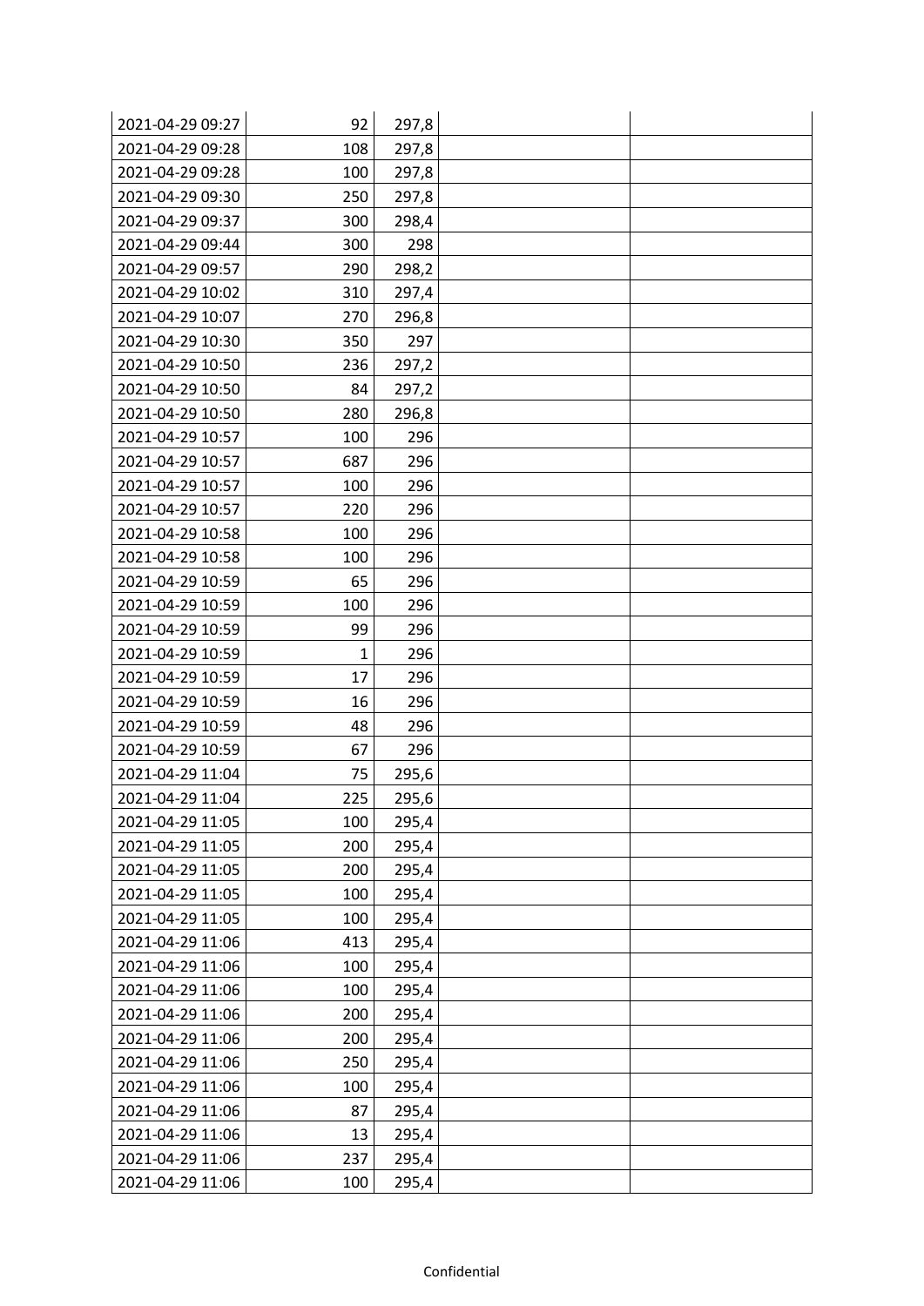| | | | | |
|---|---|---|---|---|
| 2021-04-29 09:27 | 92 | 297,8 | | |
| 2021-04-29 09:28 | 108 | 297,8 | | |
| 2021-04-29 09:28 | 100 | 297,8 | | |
| 2021-04-29 09:30 | 250 | 297,8 | | |
| 2021-04-29 09:37 | 300 | 298,4 | | |
| 2021-04-29 09:44 | 300 | 298 | | |
| 2021-04-29 09:57 | 290 | 298,2 | | |
| 2021-04-29 10:02 | 310 | 297,4 | | |
| 2021-04-29 10:07 | 270 | 296,8 | | |
| 2021-04-29 10:30 | 350 | 297 | | |
| 2021-04-29 10:50 | 236 | 297,2 | | |
| 2021-04-29 10:50 | 84 | 297,2 | | |
| 2021-04-29 10:50 | 280 | 296,8 | | |
| 2021-04-29 10:57 | 100 | 296 | | |
| 2021-04-29 10:57 | 687 | 296 | | |
| 2021-04-29 10:57 | 100 | 296 | | |
| 2021-04-29 10:57 | 220 | 296 | | |
| 2021-04-29 10:58 | 100 | 296 | | |
| 2021-04-29 10:58 | 100 | 296 | | |
| 2021-04-29 10:59 | 65 | 296 | | |
| 2021-04-29 10:59 | 100 | 296 | | |
| 2021-04-29 10:59 | 99 | 296 | | |
| 2021-04-29 10:59 | 1 | 296 | | |
| 2021-04-29 10:59 | 17 | 296 | | |
| 2021-04-29 10:59 | 16 | 296 | | |
| 2021-04-29 10:59 | 48 | 296 | | |
| 2021-04-29 10:59 | 67 | 296 | | |
| 2021-04-29 11:04 | 75 | 295,6 | | |
| 2021-04-29 11:04 | 225 | 295,6 | | |
| 2021-04-29 11:05 | 100 | 295,4 | | |
| 2021-04-29 11:05 | 200 | 295,4 | | |
| 2021-04-29 11:05 | 200 | 295,4 | | |
| 2021-04-29 11:05 | 100 | 295,4 | | |
| 2021-04-29 11:05 | 100 | 295,4 | | |
| 2021-04-29 11:06 | 413 | 295,4 | | |
| 2021-04-29 11:06 | 100 | 295,4 | | |
| 2021-04-29 11:06 | 100 | 295,4 | | |
| 2021-04-29 11:06 | 200 | 295,4 | | |
| 2021-04-29 11:06 | 200 | 295,4 | | |
| 2021-04-29 11:06 | 250 | 295,4 | | |
| 2021-04-29 11:06 | 100 | 295,4 | | |
| 2021-04-29 11:06 | 87 | 295,4 | | |
| 2021-04-29 11:06 | 13 | 295,4 | | |
| 2021-04-29 11:06 | 237 | 295,4 | | |
| 2021-04-29 11:06 | 100 | 295,4 | | |

Confidential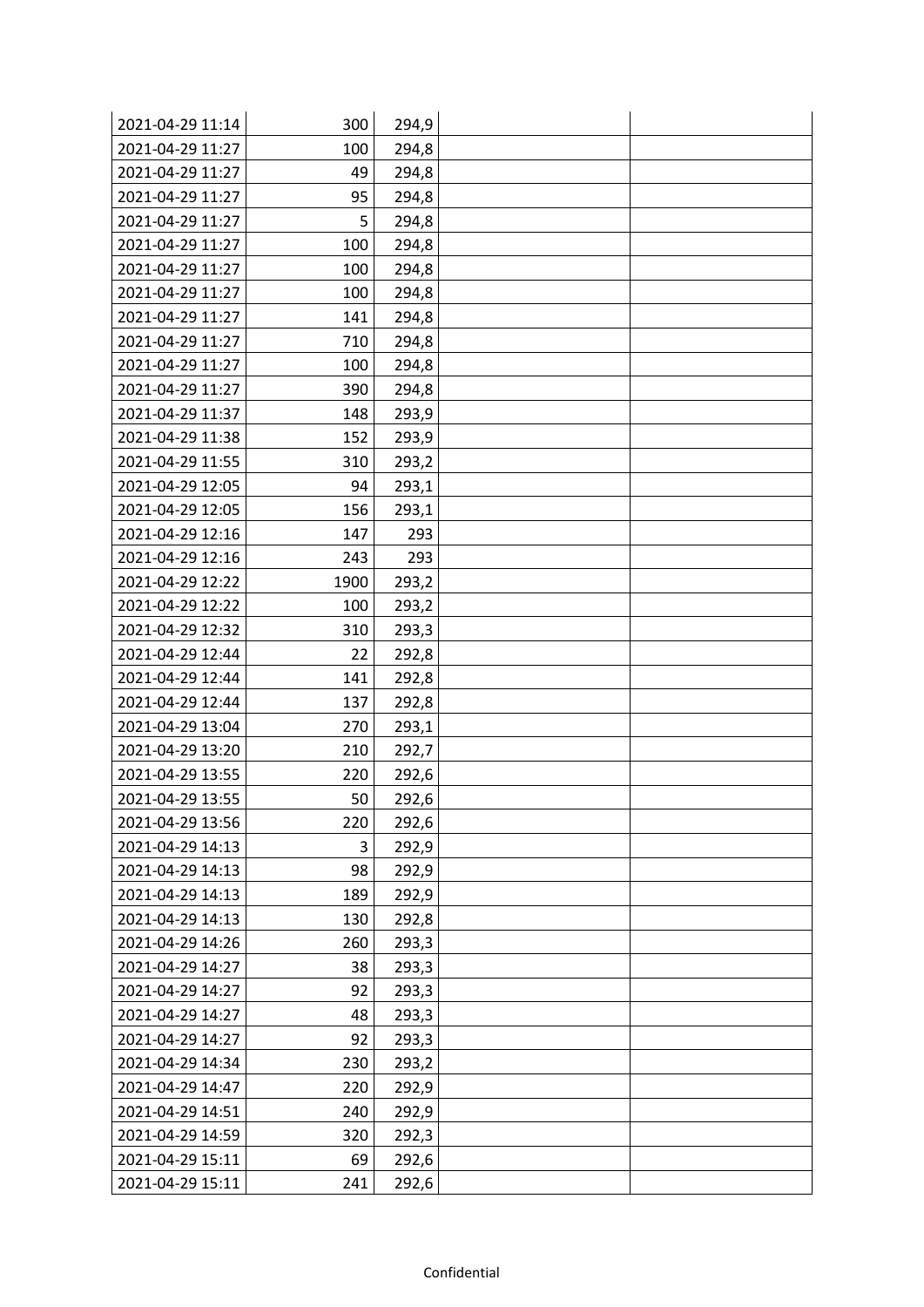| | | | | |
|---|---|---|---|---|
| 2021-04-29 11:14 | 300 | 294,9 | | |
| 2021-04-29 11:27 | 100 | 294,8 | | |
| 2021-04-29 11:27 | 49 | 294,8 | | |
| 2021-04-29 11:27 | 95 | 294,8 | | |
| 2021-04-29 11:27 | 5 | 294,8 | | |
| 2021-04-29 11:27 | 100 | 294,8 | | |
| 2021-04-29 11:27 | 100 | 294,8 | | |
| 2021-04-29 11:27 | 100 | 294,8 | | |
| 2021-04-29 11:27 | 141 | 294,8 | | |
| 2021-04-29 11:27 | 710 | 294,8 | | |
| 2021-04-29 11:27 | 100 | 294,8 | | |
| 2021-04-29 11:27 | 390 | 294,8 | | |
| 2021-04-29 11:37 | 148 | 293,9 | | |
| 2021-04-29 11:38 | 152 | 293,9 | | |
| 2021-04-29 11:55 | 310 | 293,2 | | |
| 2021-04-29 12:05 | 94 | 293,1 | | |
| 2021-04-29 12:05 | 156 | 293,1 | | |
| 2021-04-29 12:16 | 147 | 293 | | |
| 2021-04-29 12:16 | 243 | 293 | | |
| 2021-04-29 12:22 | 1900 | 293,2 | | |
| 2021-04-29 12:22 | 100 | 293,2 | | |
| 2021-04-29 12:32 | 310 | 293,3 | | |
| 2021-04-29 12:44 | 22 | 292,8 | | |
| 2021-04-29 12:44 | 141 | 292,8 | | |
| 2021-04-29 12:44 | 137 | 292,8 | | |
| 2021-04-29 13:04 | 270 | 293,1 | | |
| 2021-04-29 13:20 | 210 | 292,7 | | |
| 2021-04-29 13:55 | 220 | 292,6 | | |
| 2021-04-29 13:55 | 50 | 292,6 | | |
| 2021-04-29 13:56 | 220 | 292,6 | | |
| 2021-04-29 14:13 | 3 | 292,9 | | |
| 2021-04-29 14:13 | 98 | 292,9 | | |
| 2021-04-29 14:13 | 189 | 292,9 | | |
| 2021-04-29 14:13 | 130 | 292,8 | | |
| 2021-04-29 14:26 | 260 | 293,3 | | |
| 2021-04-29 14:27 | 38 | 293,3 | | |
| 2021-04-29 14:27 | 92 | 293,3 | | |
| 2021-04-29 14:27 | 48 | 293,3 | | |
| 2021-04-29 14:27 | 92 | 293,3 | | |
| 2021-04-29 14:34 | 230 | 293,2 | | |
| 2021-04-29 14:47 | 220 | 292,9 | | |
| 2021-04-29 14:51 | 240 | 292,9 | | |
| 2021-04-29 14:59 | 320 | 292,3 | | |
| 2021-04-29 15:11 | 69 | 292,6 | | |
| 2021-04-29 15:11 | 241 | 292,6 | | |

Confidential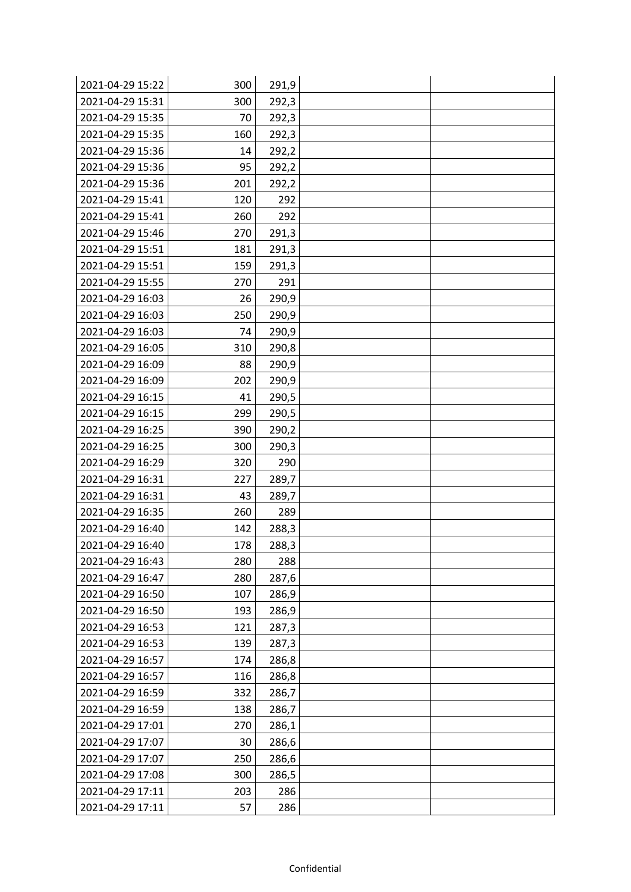| | | | | |
|---|---|---|---|---|
| 2021-04-29 15:22 | 300 | 291,9 | | |
| 2021-04-29 15:31 | 300 | 292,3 | | |
| 2021-04-29 15:35 | 70 | 292,3 | | |
| 2021-04-29 15:35 | 160 | 292,3 | | |
| 2021-04-29 15:36 | 14 | 292,2 | | |
| 2021-04-29 15:36 | 95 | 292,2 | | |
| 2021-04-29 15:36 | 201 | 292,2 | | |
| 2021-04-29 15:41 | 120 | 292 | | |
| 2021-04-29 15:41 | 260 | 292 | | |
| 2021-04-29 15:46 | 270 | 291,3 | | |
| 2021-04-29 15:51 | 181 | 291,3 | | |
| 2021-04-29 15:51 | 159 | 291,3 | | |
| 2021-04-29 15:55 | 270 | 291 | | |
| 2021-04-29 16:03 | 26 | 290,9 | | |
| 2021-04-29 16:03 | 250 | 290,9 | | |
| 2021-04-29 16:03 | 74 | 290,9 | | |
| 2021-04-29 16:05 | 310 | 290,8 | | |
| 2021-04-29 16:09 | 88 | 290,9 | | |
| 2021-04-29 16:09 | 202 | 290,9 | | |
| 2021-04-29 16:15 | 41 | 290,5 | | |
| 2021-04-29 16:15 | 299 | 290,5 | | |
| 2021-04-29 16:25 | 390 | 290,2 | | |
| 2021-04-29 16:25 | 300 | 290,3 | | |
| 2021-04-29 16:29 | 320 | 290 | | |
| 2021-04-29 16:31 | 227 | 289,7 | | |
| 2021-04-29 16:31 | 43 | 289,7 | | |
| 2021-04-29 16:35 | 260 | 289 | | |
| 2021-04-29 16:40 | 142 | 288,3 | | |
| 2021-04-29 16:40 | 178 | 288,3 | | |
| 2021-04-29 16:43 | 280 | 288 | | |
| 2021-04-29 16:47 | 280 | 287,6 | | |
| 2021-04-29 16:50 | 107 | 286,9 | | |
| 2021-04-29 16:50 | 193 | 286,9 | | |
| 2021-04-29 16:53 | 121 | 287,3 | | |
| 2021-04-29 16:53 | 139 | 287,3 | | |
| 2021-04-29 16:57 | 174 | 286,8 | | |
| 2021-04-29 16:57 | 116 | 286,8 | | |
| 2021-04-29 16:59 | 332 | 286,7 | | |
| 2021-04-29 16:59 | 138 | 286,7 | | |
| 2021-04-29 17:01 | 270 | 286,1 | | |
| 2021-04-29 17:07 | 30 | 286,6 | | |
| 2021-04-29 17:07 | 250 | 286,6 | | |
| 2021-04-29 17:08 | 300 | 286,5 | | |
| 2021-04-29 17:11 | 203 | 286 | | |
| 2021-04-29 17:11 | 57 | 286 | | |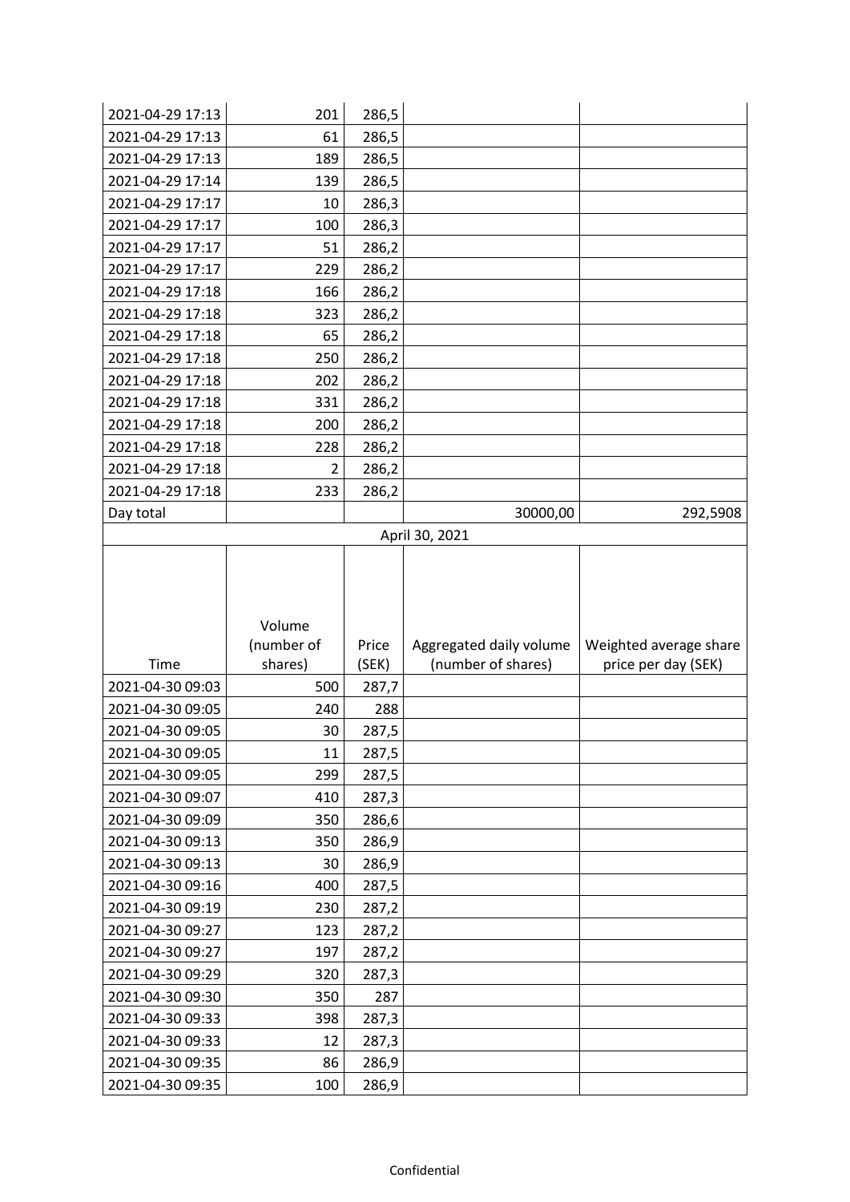| | | | | |
|---|---|---|---|---|
| 2021-04-29 17:13 | 201 | 286,5 | | |
| 2021-04-29 17:13 | 61 | 286,5 | | |
| 2021-04-29 17:13 | 189 | 286,5 | | |
| 2021-04-29 17:14 | 139 | 286,5 | | |
| 2021-04-29 17:17 | 10 | 286,3 | | |
| 2021-04-29 17:17 | 100 | 286,3 | | |
| 2021-04-29 17:17 | 51 | 286,2 | | |
| 2021-04-29 17:17 | 229 | 286,2 | | |
| 2021-04-29 17:18 | 166 | 286,2 | | |
| 2021-04-29 17:18 | 323 | 286,2 | | |
| 2021-04-29 17:18 | 65 | 286,2 | | |
| 2021-04-29 17:18 | 250 | 286,2 | | |
| 2021-04-29 17:18 | 202 | 286,2 | | |
| 2021-04-29 17:18 | 331 | 286,2 | | |
| 2021-04-29 17:18 | 200 | 286,2 | | |
| 2021-04-29 17:18 | 228 | 286,2 | | |
| 2021-04-29 17:18 | 2 | 286,2 | | |
| 2021-04-29 17:18 | 233 | 286,2 | | |
| Day total | | | 30000,00 | 292,5908 |

April 30, 2021

| Time | Volume (number of shares) | Price (SEK) | Aggregated daily volume (number of shares) | Weighted average share price per day (SEK) |
|---|---|---|---|---|
| 2021-04-30 09:03 | 500 | 287,7 | | |
| 2021-04-30 09:05 | 240 | 288 | | |
| 2021-04-30 09:05 | 30 | 287,5 | | |
| 2021-04-30 09:05 | 11 | 287,5 | | |
| 2021-04-30 09:05 | 299 | 287,5 | | |
| 2021-04-30 09:07 | 410 | 287,3 | | |
| 2021-04-30 09:09 | 350 | 286,6 | | |
| 2021-04-30 09:13 | 350 | 286,9 | | |
| 2021-04-30 09:13 | 30 | 286,9 | | |
| 2021-04-30 09:16 | 400 | 287,5 | | |
| 2021-04-30 09:19 | 230 | 287,2 | | |
| 2021-04-30 09:27 | 123 | 287,2 | | |
| 2021-04-30 09:27 | 197 | 287,2 | | |
| 2021-04-30 09:29 | 320 | 287,3 | | |
| 2021-04-30 09:30 | 350 | 287 | | |
| 2021-04-30 09:33 | 398 | 287,3 | | |
| 2021-04-30 09:33 | 12 | 287,3 | | |
| 2021-04-30 09:35 | 86 | 286,9 | | |
| 2021-04-30 09:35 | 100 | 286,9 | | |

Confidential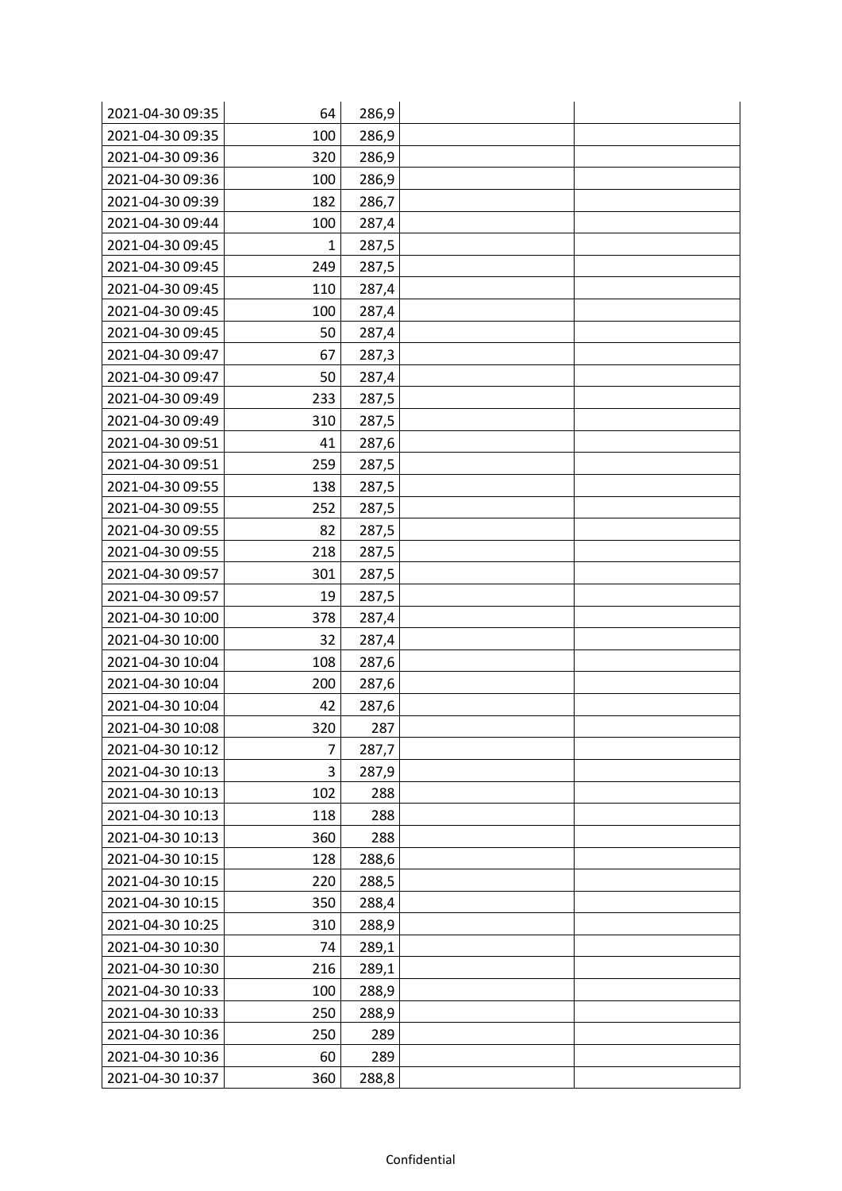| | | | | |
|---|---|---|---|---|
| 2021-04-30 09:35 | 64 | 286,9 | | |
| 2021-04-30 09:35 | 100 | 286,9 | | |
| 2021-04-30 09:36 | 320 | 286,9 | | |
| 2021-04-30 09:36 | 100 | 286,9 | | |
| 2021-04-30 09:39 | 182 | 286,7 | | |
| 2021-04-30 09:44 | 100 | 287,4 | | |
| 2021-04-30 09:45 | 1 | 287,5 | | |
| 2021-04-30 09:45 | 249 | 287,5 | | |
| 2021-04-30 09:45 | 110 | 287,4 | | |
| 2021-04-30 09:45 | 100 | 287,4 | | |
| 2021-04-30 09:45 | 50 | 287,4 | | |
| 2021-04-30 09:47 | 67 | 287,3 | | |
| 2021-04-30 09:47 | 50 | 287,4 | | |
| 2021-04-30 09:49 | 233 | 287,5 | | |
| 2021-04-30 09:49 | 310 | 287,5 | | |
| 2021-04-30 09:51 | 41 | 287,6 | | |
| 2021-04-30 09:51 | 259 | 287,5 | | |
| 2021-04-30 09:55 | 138 | 287,5 | | |
| 2021-04-30 09:55 | 252 | 287,5 | | |
| 2021-04-30 09:55 | 82 | 287,5 | | |
| 2021-04-30 09:55 | 218 | 287,5 | | |
| 2021-04-30 09:57 | 301 | 287,5 | | |
| 2021-04-30 09:57 | 19 | 287,5 | | |
| 2021-04-30 10:00 | 378 | 287,4 | | |
| 2021-04-30 10:00 | 32 | 287,4 | | |
| 2021-04-30 10:04 | 108 | 287,6 | | |
| 2021-04-30 10:04 | 200 | 287,6 | | |
| 2021-04-30 10:04 | 42 | 287,6 | | |
| 2021-04-30 10:08 | 320 | 287 | | |
| 2021-04-30 10:12 | 7 | 287,7 | | |
| 2021-04-30 10:13 | 3 | 287,9 | | |
| 2021-04-30 10:13 | 102 | 288 | | |
| 2021-04-30 10:13 | 118 | 288 | | |
| 2021-04-30 10:13 | 360 | 288 | | |
| 2021-04-30 10:15 | 128 | 288,6 | | |
| 2021-04-30 10:15 | 220 | 288,5 | | |
| 2021-04-30 10:15 | 350 | 288,4 | | |
| 2021-04-30 10:25 | 310 | 288,9 | | |
| 2021-04-30 10:30 | 74 | 289,1 | | |
| 2021-04-30 10:30 | 216 | 289,1 | | |
| 2021-04-30 10:33 | 100 | 288,9 | | |
| 2021-04-30 10:33 | 250 | 288,9 | | |
| 2021-04-30 10:36 | 250 | 289 | | |
| 2021-04-30 10:36 | 60 | 289 | | |
| 2021-04-30 10:37 | 360 | 288,8 | | |

Confidential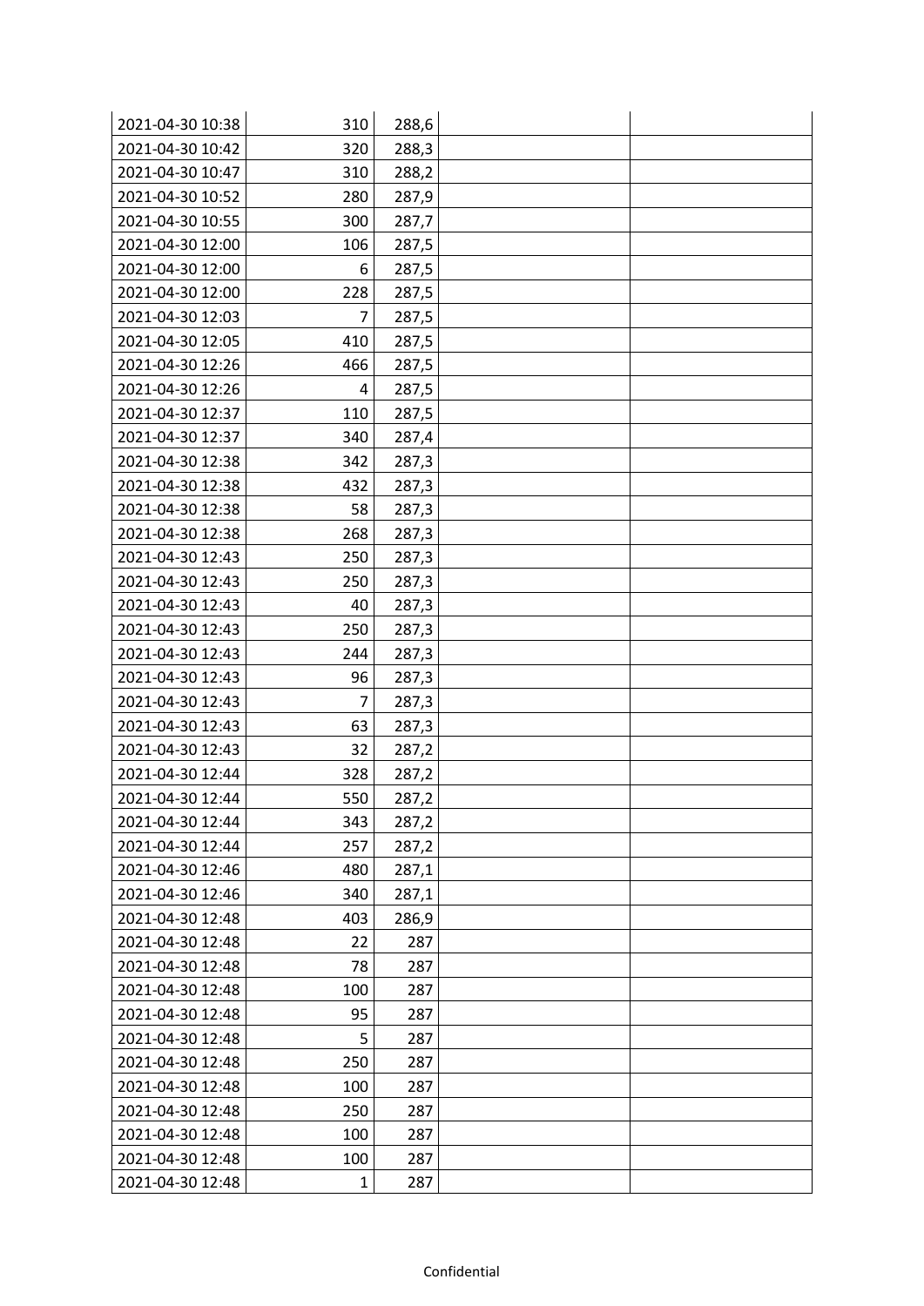| | | | | |
|---|---|---|---|---|
| 2021-04-30 10:38 | 310 | 288,6 | | |
| 2021-04-30 10:42 | 320 | 288,3 | | |
| 2021-04-30 10:47 | 310 | 288,2 | | |
| 2021-04-30 10:52 | 280 | 287,9 | | |
| 2021-04-30 10:55 | 300 | 287,7 | | |
| 2021-04-30 12:00 | 106 | 287,5 | | |
| 2021-04-30 12:00 | 6 | 287,5 | | |
| 2021-04-30 12:00 | 228 | 287,5 | | |
| 2021-04-30 12:03 | 7 | 287,5 | | |
| 2021-04-30 12:05 | 410 | 287,5 | | |
| 2021-04-30 12:26 | 466 | 287,5 | | |
| 2021-04-30 12:26 | 4 | 287,5 | | |
| 2021-04-30 12:37 | 110 | 287,5 | | |
| 2021-04-30 12:37 | 340 | 287,4 | | |
| 2021-04-30 12:38 | 342 | 287,3 | | |
| 2021-04-30 12:38 | 432 | 287,3 | | |
| 2021-04-30 12:38 | 58 | 287,3 | | |
| 2021-04-30 12:38 | 268 | 287,3 | | |
| 2021-04-30 12:43 | 250 | 287,3 | | |
| 2021-04-30 12:43 | 250 | 287,3 | | |
| 2021-04-30 12:43 | 40 | 287,3 | | |
| 2021-04-30 12:43 | 250 | 287,3 | | |
| 2021-04-30 12:43 | 244 | 287,3 | | |
| 2021-04-30 12:43 | 96 | 287,3 | | |
| 2021-04-30 12:43 | 7 | 287,3 | | |
| 2021-04-30 12:43 | 63 | 287,3 | | |
| 2021-04-30 12:43 | 32 | 287,2 | | |
| 2021-04-30 12:44 | 328 | 287,2 | | |
| 2021-04-30 12:44 | 550 | 287,2 | | |
| 2021-04-30 12:44 | 343 | 287,2 | | |
| 2021-04-30 12:44 | 257 | 287,2 | | |
| 2021-04-30 12:46 | 480 | 287,1 | | |
| 2021-04-30 12:46 | 340 | 287,1 | | |
| 2021-04-30 12:48 | 403 | 286,9 | | |
| 2021-04-30 12:48 | 22 | 287 | | |
| 2021-04-30 12:48 | 78 | 287 | | |
| 2021-04-30 12:48 | 100 | 287 | | |
| 2021-04-30 12:48 | 95 | 287 | | |
| 2021-04-30 12:48 | 5 | 287 | | |
| 2021-04-30 12:48 | 250 | 287 | | |
| 2021-04-30 12:48 | 100 | 287 | | |
| 2021-04-30 12:48 | 250 | 287 | | |
| 2021-04-30 12:48 | 100 | 287 | | |
| 2021-04-30 12:48 | 100 | 287 | | |
| 2021-04-30 12:48 | 1 | 287 | | |

Confidential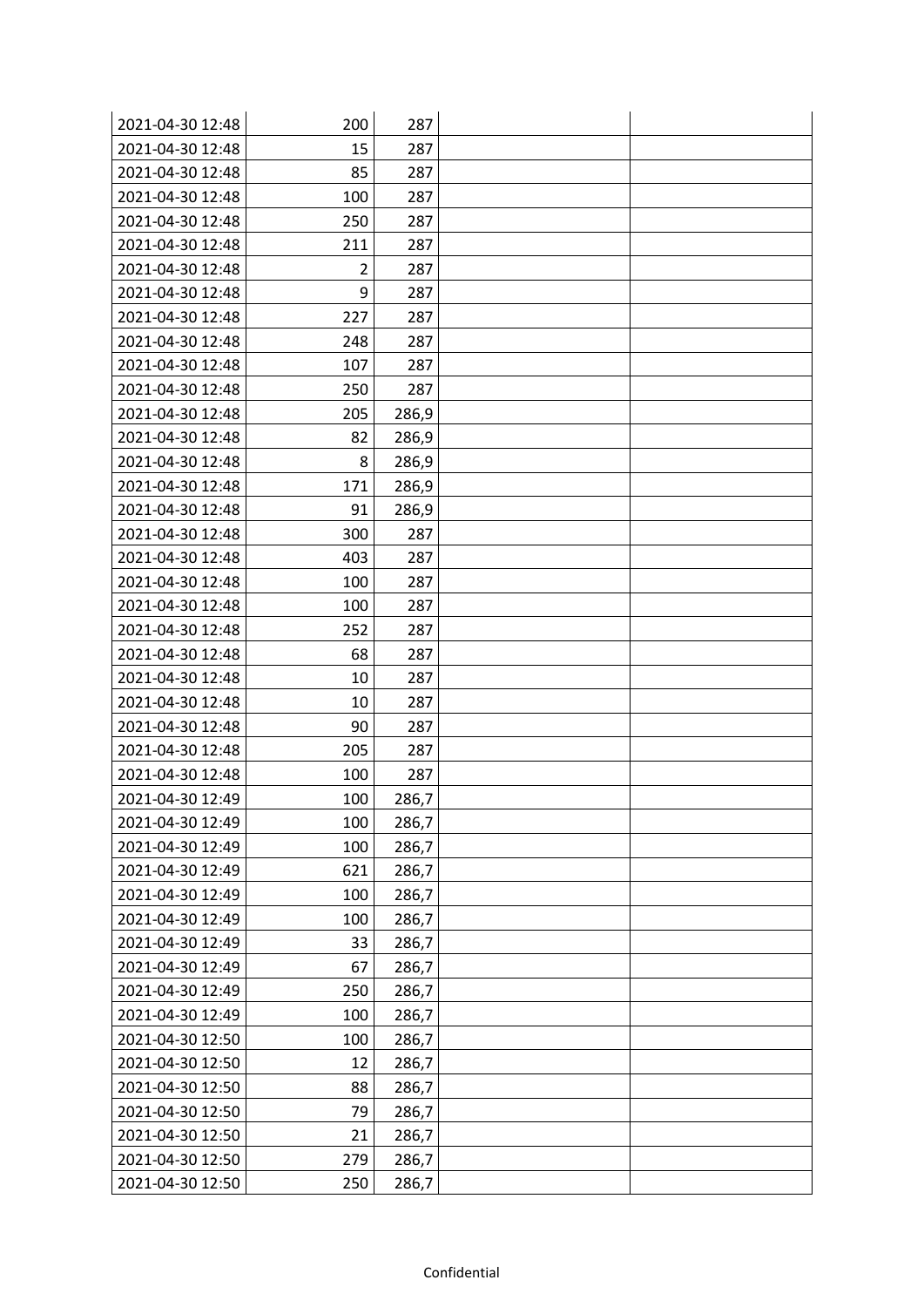| | | | | |
|---|---|---|---|---|
| 2021-04-30 12:48 | 200 | 287 | | |
| 2021-04-30 12:48 | 15 | 287 | | |
| 2021-04-30 12:48 | 85 | 287 | | |
| 2021-04-30 12:48 | 100 | 287 | | |
| 2021-04-30 12:48 | 250 | 287 | | |
| 2021-04-30 12:48 | 211 | 287 | | |
| 2021-04-30 12:48 | 2 | 287 | | |
| 2021-04-30 12:48 | 9 | 287 | | |
| 2021-04-30 12:48 | 227 | 287 | | |
| 2021-04-30 12:48 | 248 | 287 | | |
| 2021-04-30 12:48 | 107 | 287 | | |
| 2021-04-30 12:48 | 250 | 287 | | |
| 2021-04-30 12:48 | 205 | 286,9 | | |
| 2021-04-30 12:48 | 82 | 286,9 | | |
| 2021-04-30 12:48 | 8 | 286,9 | | |
| 2021-04-30 12:48 | 171 | 286,9 | | |
| 2021-04-30 12:48 | 91 | 286,9 | | |
| 2021-04-30 12:48 | 300 | 287 | | |
| 2021-04-30 12:48 | 403 | 287 | | |
| 2021-04-30 12:48 | 100 | 287 | | |
| 2021-04-30 12:48 | 100 | 287 | | |
| 2021-04-30 12:48 | 252 | 287 | | |
| 2021-04-30 12:48 | 68 | 287 | | |
| 2021-04-30 12:48 | 10 | 287 | | |
| 2021-04-30 12:48 | 10 | 287 | | |
| 2021-04-30 12:48 | 90 | 287 | | |
| 2021-04-30 12:48 | 205 | 287 | | |
| 2021-04-30 12:48 | 100 | 287 | | |
| 2021-04-30 12:49 | 100 | 286,7 | | |
| 2021-04-30 12:49 | 100 | 286,7 | | |
| 2021-04-30 12:49 | 100 | 286,7 | | |
| 2021-04-30 12:49 | 621 | 286,7 | | |
| 2021-04-30 12:49 | 100 | 286,7 | | |
| 2021-04-30 12:49 | 100 | 286,7 | | |
| 2021-04-30 12:49 | 33 | 286,7 | | |
| 2021-04-30 12:49 | 67 | 286,7 | | |
| 2021-04-30 12:49 | 250 | 286,7 | | |
| 2021-04-30 12:49 | 100 | 286,7 | | |
| 2021-04-30 12:50 | 100 | 286,7 | | |
| 2021-04-30 12:50 | 12 | 286,7 | | |
| 2021-04-30 12:50 | 88 | 286,7 | | |
| 2021-04-30 12:50 | 79 | 286,7 | | |
| 2021-04-30 12:50 | 21 | 286,7 | | |
| 2021-04-30 12:50 | 279 | 286,7 | | |
| 2021-04-30 12:50 | 250 | 286,7 | | |

Confidential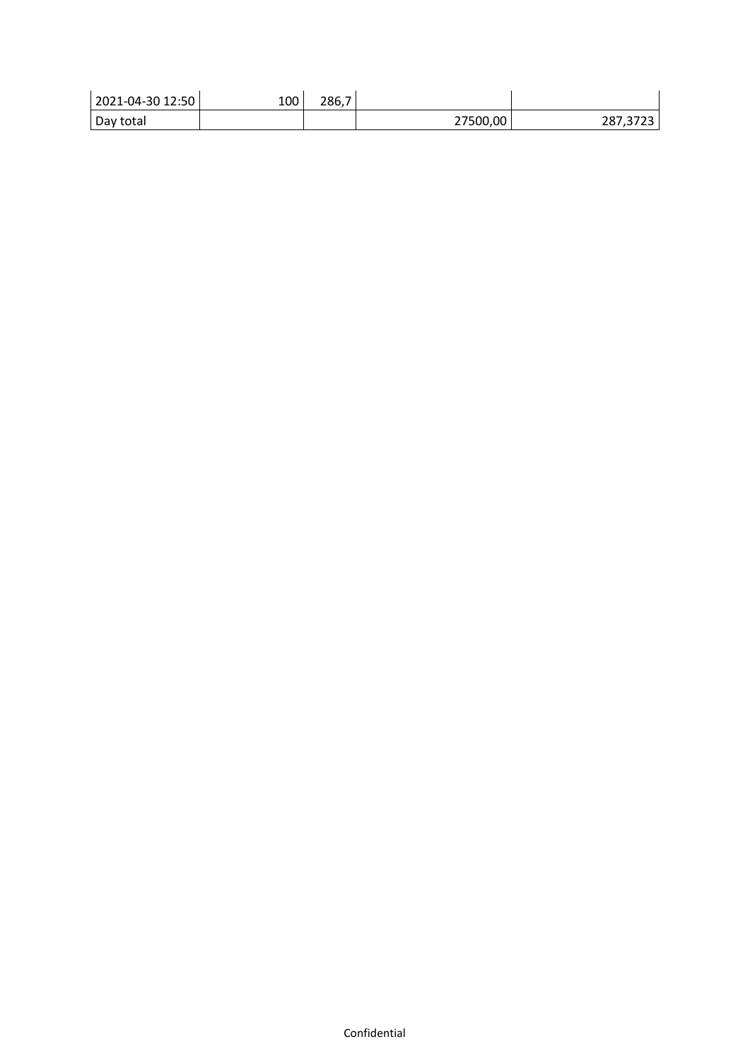| | | | | |
|---|---|---|---|---|
| 2021-04-30 12:50 | 100 | 286,7 | | |
| Day total | | | 27500,00 | 287,3723 |

Confidential